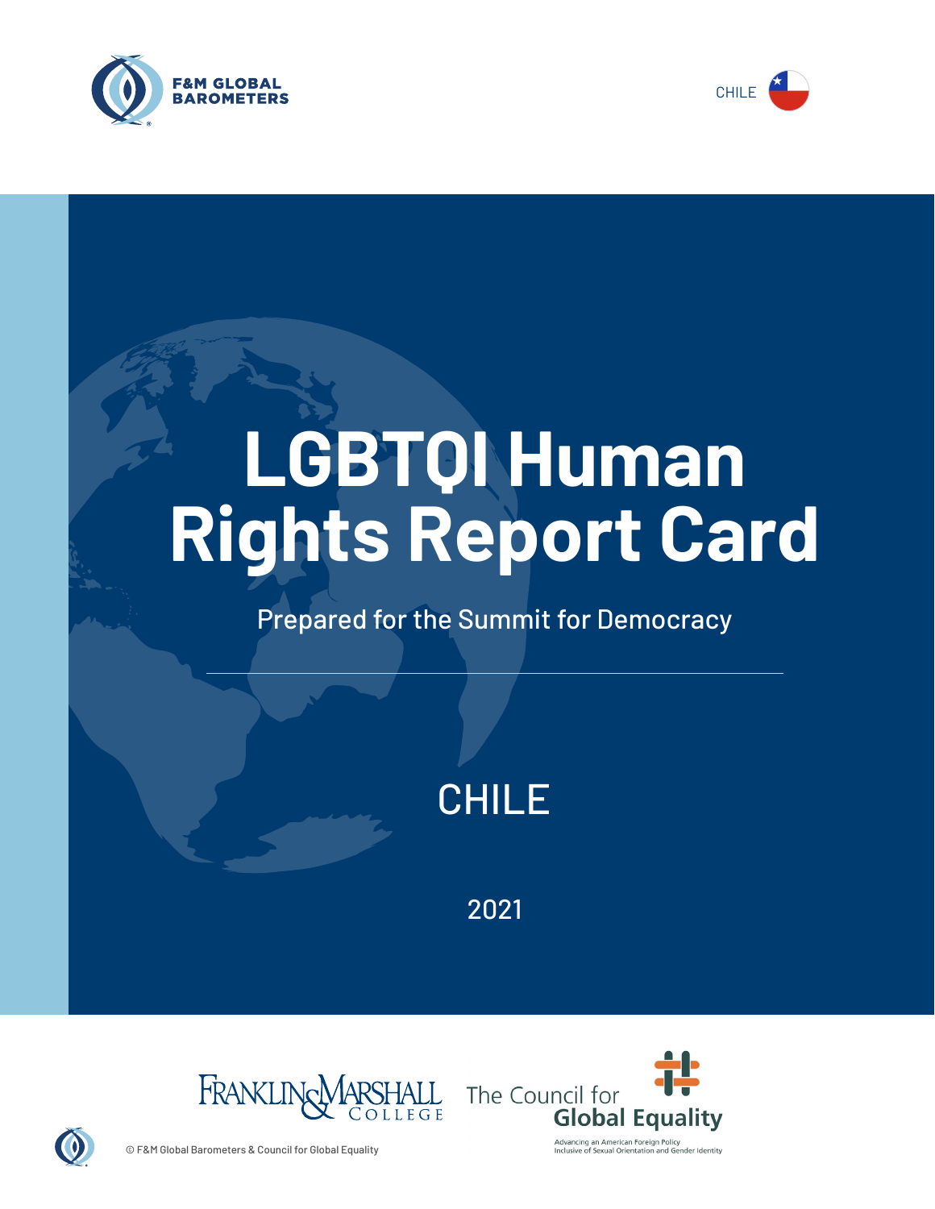F&M GLOBAL BAROMETERS

CHILE

# LGBTQI Human Rights Report Card

Prepared for the Summit for Democracy

## CHILE

2021

Franklin & Marshall College

The Council for Global Equality

Advancing an American Foreign Policy Inclusive of Sexual Orientation and Gender Identity

© F&M Global Barometers & Council for Global Equality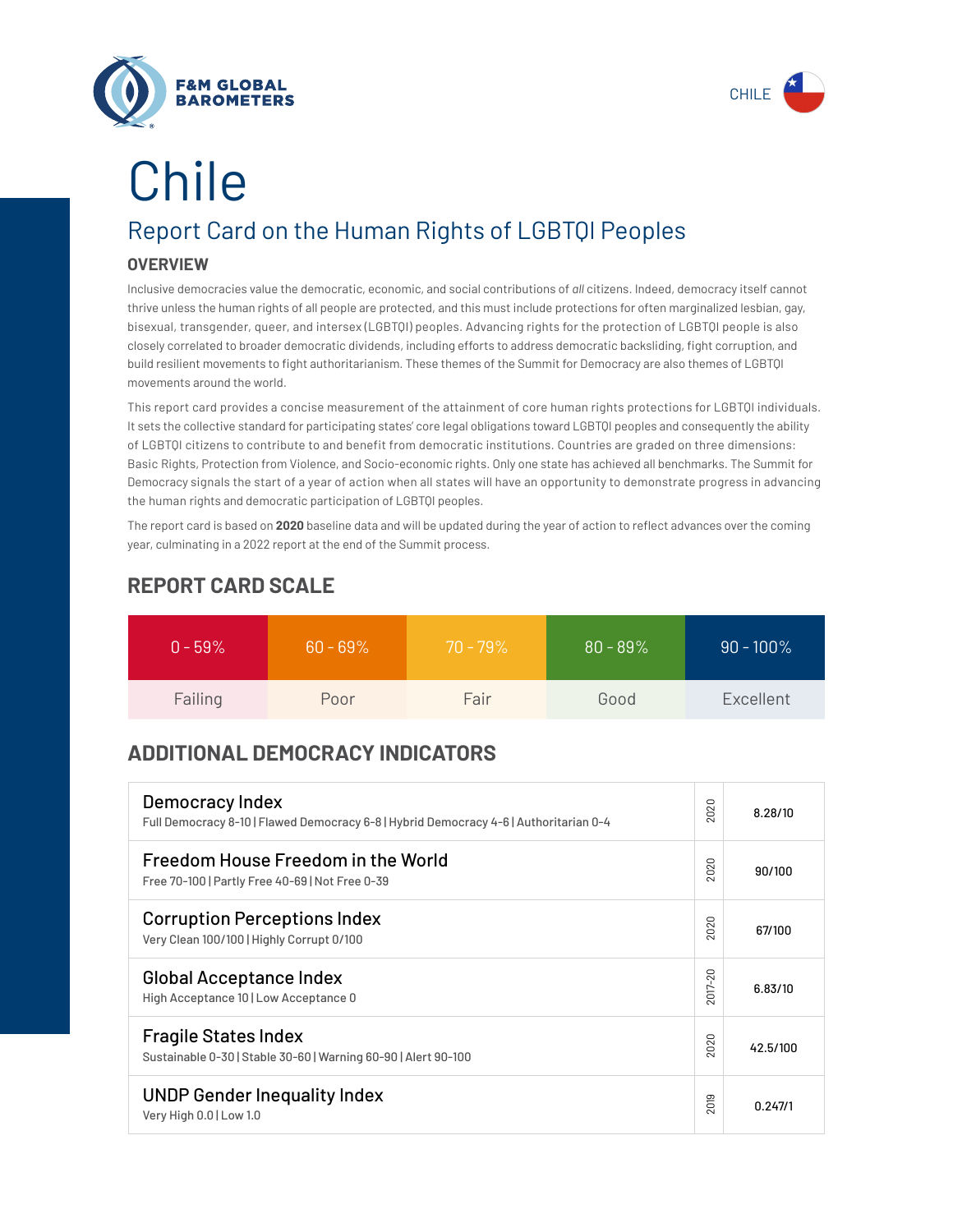F&M GLOBAL BAROMETERS

CHILE

# Chile

## Report Card on the Human Rights of LGBTQI Peoples

### OVERVIEW

Inclusive democracies value the democratic, economic, and social contributions of *all* citizens. Indeed, democracy itself cannot thrive unless the human rights of all people are protected, and this must include protections for often marginalized lesbian, gay, bisexual, transgender, queer, and intersex (LGBTQI) peoples. Advancing rights for the protection of LGBTQI people is also closely correlated to broader democratic dividends, including efforts to address democratic backsliding, fight corruption, and build resilient movements to fight authoritarianism. These themes of the Summit for Democracy are also themes of LGBTQI movements around the world.

This report card provides a concise measurement of the attainment of core human rights protections for LGBTQI individuals. It sets the collective standard for participating states' core legal obligations toward LGBTQI peoples and consequently the ability of LGBTQI citizens to contribute to and benefit from democratic institutions. Countries are graded on three dimensions: Basic Rights, Protection from Violence, and Socio-economic rights. Only one state has achieved all benchmarks. The Summit for Democracy signals the start of a year of action when all states will have an opportunity to demonstrate progress in advancing the human rights and democratic participation of LGBTQI peoples.

The report card is based on **2020** baseline data and will be updated during the year of action to reflect advances over the coming year, culminating in a 2022 report at the end of the Summit process.

## REPORT CARD SCALE

| 0 - 59% | 60 - 69% | 70 - 79% | 80 - 89% | 90 - 100% |
|---|---|---|---|---|
| Failing | Poor | Fair | Good | Excellent |

## ADDITIONAL DEMOCRACY INDICATORS

| Indicator | Year | Score |
|---|---|---|
| **Democracy Index**<br>Full Democracy 8-10 \| Flawed Democracy 6-8 \| Hybrid Democracy 4-6 \| Authoritarian 0-4 | 2020 | 8.28/10 |
| **Freedom House Freedom in the World**<br>Free 70-100 \| Partly Free 40-69 \| Not Free 0-39 | 2020 | 90/100 |
| **Corruption Perceptions Index**<br>Very Clean 100/100 \| Highly Corrupt 0/100 | 2020 | 67/100 |
| **Global Acceptance Index**<br>High Acceptance 10 \| Low Acceptance 0 | 2017-20 | 6.83/10 |
| **Fragile States Index**<br>Sustainable 0-30 \| Stable 30-60 \| Warning 60-90 \| Alert 90-100 | 2020 | 42.5/100 |
| **UNDP Gender Inequality Index**<br>Very High 0.0 \| Low 1.0 | 2019 | 0.247/1 |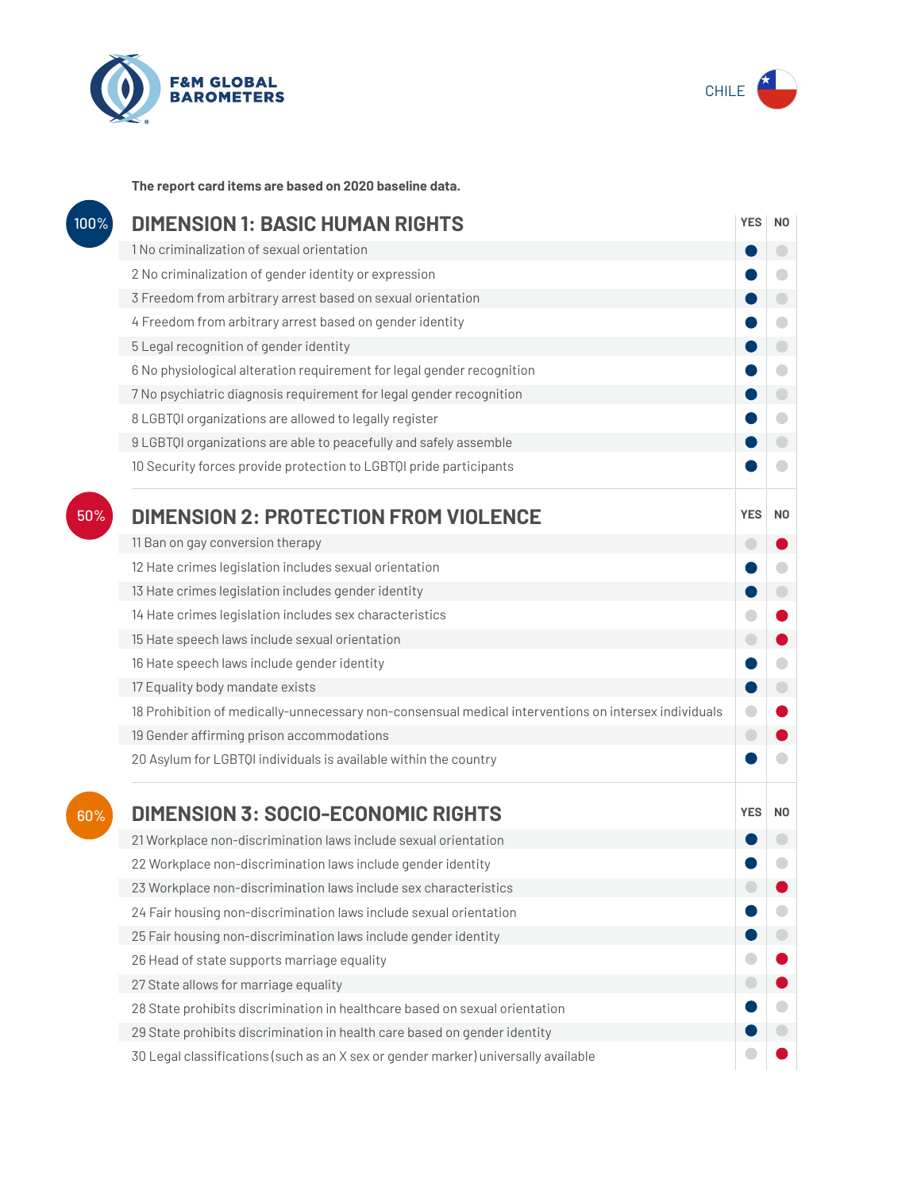F&M GLOBAL BAROMETERS

CHILE

**The report card items are based on 2020 baseline data.**

## DIMENSION 1: BASIC HUMAN RIGHTS

100%

| | YES | NO |
|---|---|---|
| 1 No criminalization of sexual orientation | ● | |
| 2 No criminalization of gender identity or expression | ● | |
| 3 Freedom from arbitrary arrest based on sexual orientation | ● | |
| 4 Freedom from arbitrary arrest based on gender identity | ● | |
| 5 Legal recognition of gender identity | ● | |
| 6 No physiological alteration requirement for legal gender recognition | ● | |
| 7 No psychiatric diagnosis requirement for legal gender recognition | ● | |
| 8 LGBTQI organizations are allowed to legally register | ● | |
| 9 LGBTQI organizations are able to peacefully and safely assemble | ● | |
| 10 Security forces provide protection to LGBTQI pride participants | ● | |

## DIMENSION 2: PROTECTION FROM VIOLENCE

50%

| | YES | NO |
|---|---|---|
| 11 Ban on gay conversion therapy | | ● |
| 12 Hate crimes legislation includes sexual orientation | ● | |
| 13 Hate crimes legislation includes gender identity | ● | |
| 14 Hate crimes legislation includes sex characteristics | | ● |
| 15 Hate speech laws include sexual orientation | | ● |
| 16 Hate speech laws include gender identity | ● | |
| 17 Equality body mandate exists | ● | |
| 18 Prohibition of medically-unnecessary non-consensual medical interventions on intersex individuals | | ● |
| 19 Gender affirming prison accommodations | | ● |
| 20 Asylum for LGBTQI individuals is available within the country | ● | |

## DIMENSION 3: SOCIO-ECONOMIC RIGHTS

60%

| | YES | NO |
|---|---|---|
| 21 Workplace non-discrimination laws include sexual orientation | ● | |
| 22 Workplace non-discrimination laws include gender identity | ● | |
| 23 Workplace non-discrimination laws include sex characteristics | | ● |
| 24 Fair housing non-discrimination laws include sexual orientation | ● | |
| 25 Fair housing non-discrimination laws include gender identity | ● | |
| 26 Head of state supports marriage equality | | ● |
| 27 State allows for marriage equality | | ● |
| 28 State prohibits discrimination in healthcare based on sexual orientation | ● | |
| 29 State prohibits discrimination in health care based on gender identity | ● | |
| 30 Legal classifications (such as an X sex or gender marker) universally available | | ● |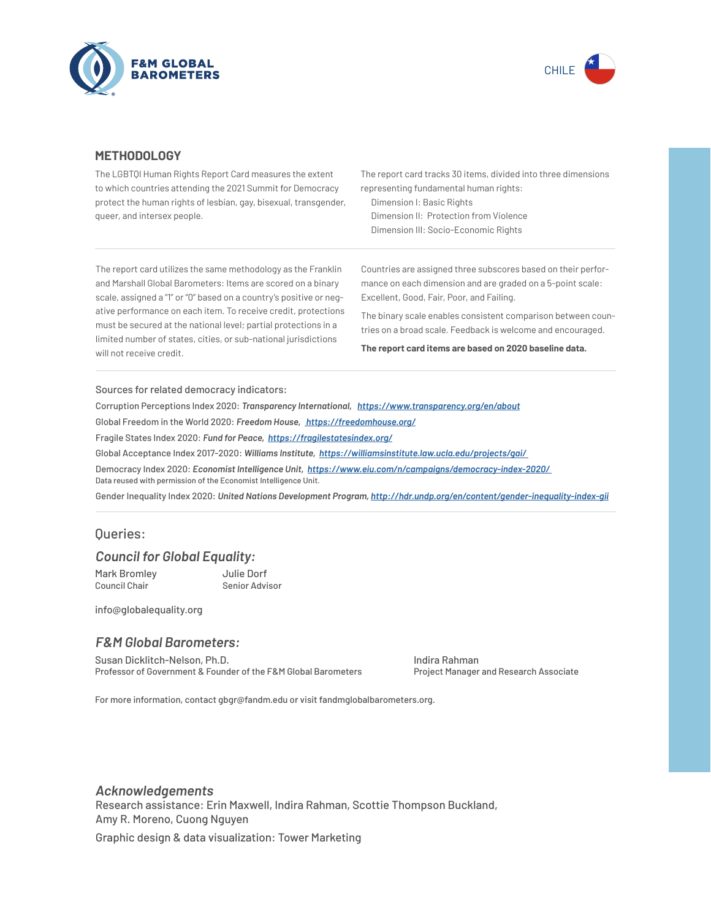F&M GLOBAL BAROMETERS

CHILE

## METHODOLOGY

The LGBTQI Human Rights Report Card measures the extent to which countries attending the 2021 Summit for Democracy protect the human rights of lesbian, gay, bisexual, transgender, queer, and intersex people.

The report card tracks 30 items, divided into three dimensions representing fundamental human rights:

- Dimension I: Basic Rights
- Dimension II: Protection from Violence
- Dimension III: Socio-Economic Rights

The report card utilizes the same methodology as the Franklin and Marshall Global Barometers: Items are scored on a binary scale, assigned a "1" or "0" based on a country's positive or negative performance on each item. To receive credit, protections must be secured at the national level; partial protections in a limited number of states, cities, or sub-national jurisdictions will not receive credit.

Countries are assigned three subscores based on their performance on each dimension and are graded on a 5-point scale: Excellent, Good, Fair, Poor, and Failing.

The binary scale enables consistent comparison between countries on a broad scale. Feedback is welcome and encouraged.

**The report card items are based on 2020 baseline data.**

Sources for related democracy indicators:

Corruption Perceptions Index 2020: ***Transparency International,*** ***https://www.transparency.org/en/about***

Global Freedom in the World 2020: ***Freedom House,*** ***https://freedomhouse.org/***

Fragile States Index 2020: ***Fund for Peace,*** ***https://fragilestatesindex.org/***

Global Acceptance Index 2017-2020: ***Williams Institute,*** ***https://williamsinstitute.law.ucla.edu/projects/gai/***

Democracy Index 2020: ***Economist Intelligence Unit,*** ***https://www.eiu.com/n/campaigns/democracy-index-2020/***
Data reused with permission of the Economist Intelligence Unit.

Gender Inequality Index 2020: ***United Nations Development Program,*** ***http://hdr.undp.org/en/content/gender-inequality-index-gii***

## Queries:

### *Council for Global Equality:*

Mark Bromley
Council Chair

Julie Dorf
Senior Advisor

info@globalequality.org

### *F&M Global Barometers:*

Susan Dicklitch-Nelson, Ph.D.
Professor of Government & Founder of the F&M Global Barometers

Indira Rahman
Project Manager and Research Associate

For more information, contact gbgr@fandm.edu or visit fandmglobalbarometers.org.

### *Acknowledgements*

Research assistance: Erin Maxwell, Indira Rahman, Scottie Thompson Buckland, Amy R. Moreno, Cuong Nguyen

Graphic design & data visualization: Tower Marketing